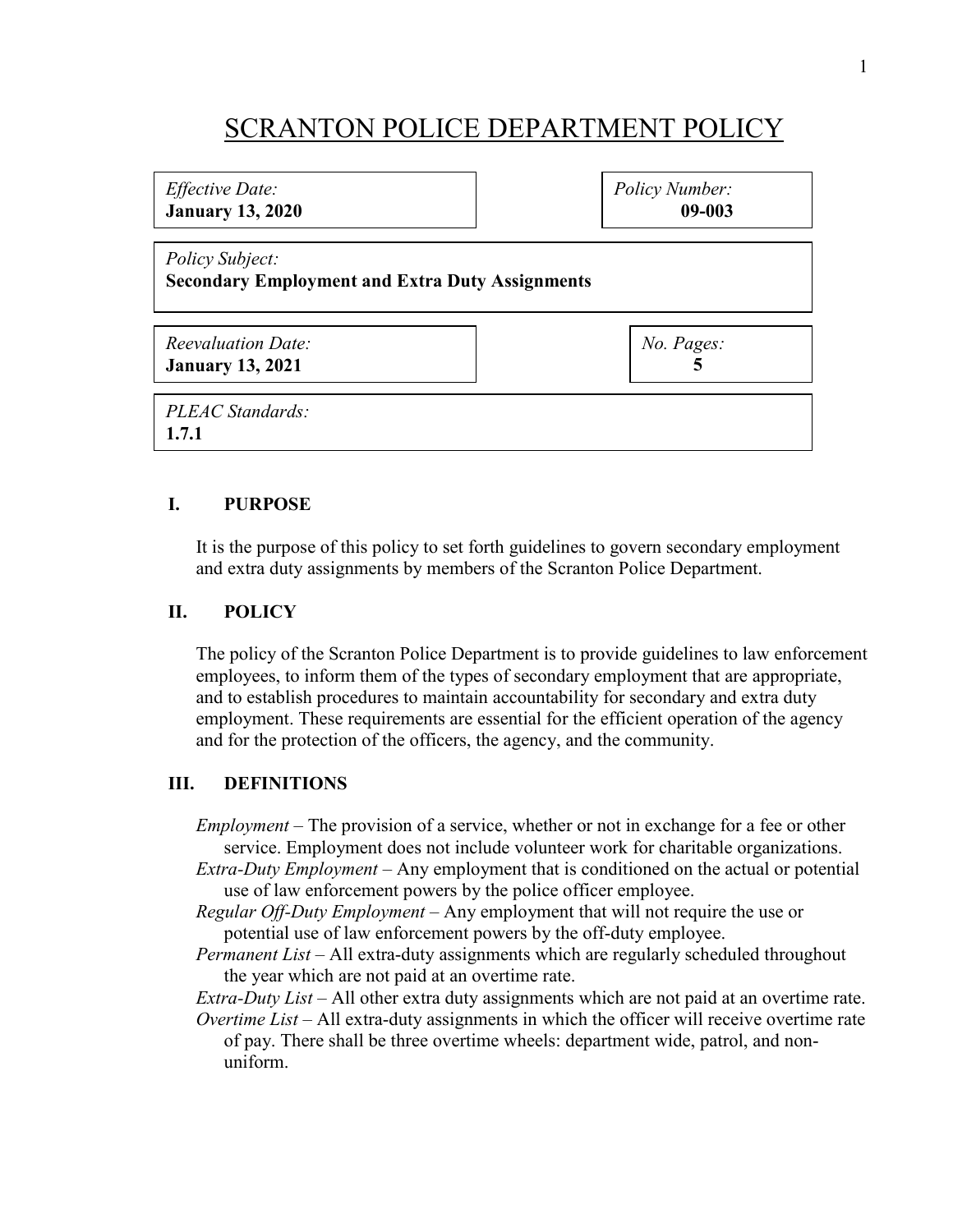# SCRANTON POLICE DEPARTMENT POLICY

*Effective Date:*
**January 13, 2020**

*Policy Number:*
**09-003**

*Policy Subject:*
**Secondary Employment and Extra Duty Assignments**

*Reevaluation Date:*
**January 13, 2021**

*No. Pages:*
**5**

*PLEAC Standards:*
**1.7.1**

## I. PURPOSE

It is the purpose of this policy to set forth guidelines to govern secondary employment and extra duty assignments by members of the Scranton Police Department.

## II. POLICY

The policy of the Scranton Police Department is to provide guidelines to law enforcement employees, to inform them of the types of secondary employment that are appropriate, and to establish procedures to maintain accountability for secondary and extra duty employment. These requirements are essential for the efficient operation of the agency and for the protection of the officers, the agency, and the community.

## III. DEFINITIONS

*Employment* – The provision of a service, whether or not in exchange for a fee or other service. Employment does not include volunteer work for charitable organizations.

*Extra-Duty Employment* – Any employment that is conditioned on the actual or potential use of law enforcement powers by the police officer employee.

*Regular Off-Duty Employment* – Any employment that will not require the use or potential use of law enforcement powers by the off-duty employee.

*Permanent List* – All extra-duty assignments which are regularly scheduled throughout the year which are not paid at an overtime rate.

*Extra-Duty List* – All other extra duty assignments which are not paid at an overtime rate.

*Overtime List* – All extra-duty assignments in which the officer will receive overtime rate of pay. There shall be three overtime wheels: department wide, patrol, and non-uniform.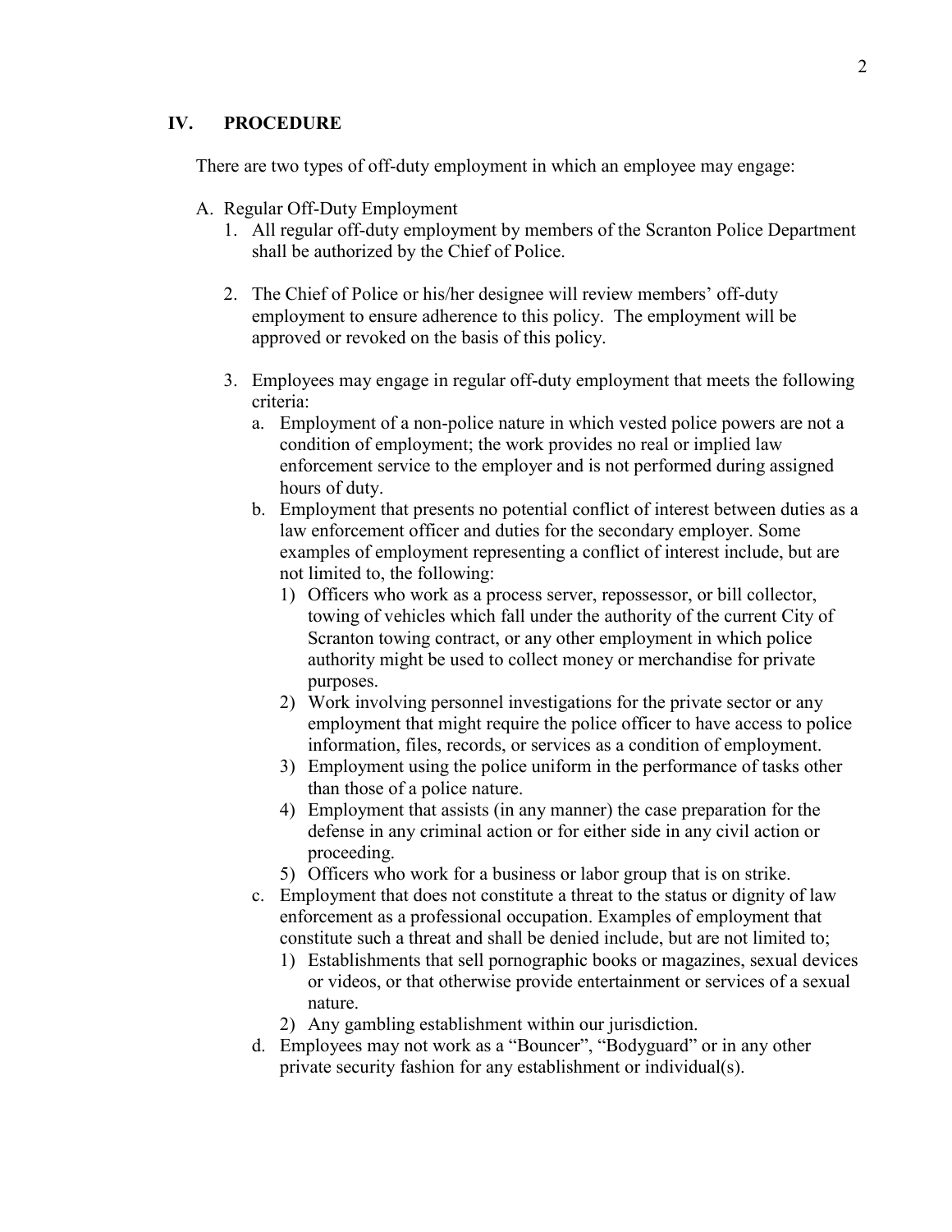## IV. PROCEDURE

There are two types of off-duty employment in which an employee may engage:

A. Regular Off-Duty Employment

1. All regular off-duty employment by members of the Scranton Police Department shall be authorized by the Chief of Police.

2. The Chief of Police or his/her designee will review members' off-duty employment to ensure adherence to this policy. The employment will be approved or revoked on the basis of this policy.

3. Employees may engage in regular off-duty employment that meets the following criteria:
   a. Employment of a non-police nature in which vested police powers are not a condition of employment; the work provides no real or implied law enforcement service to the employer and is not performed during assigned hours of duty.
   b. Employment that presents no potential conflict of interest between duties as a law enforcement officer and duties for the secondary employer. Some examples of employment representing a conflict of interest include, but are not limited to, the following:
      1) Officers who work as a process server, repossessor, or bill collector, towing of vehicles which fall under the authority of the current City of Scranton towing contract, or any other employment in which police authority might be used to collect money or merchandise for private purposes.
      2) Work involving personnel investigations for the private sector or any employment that might require the police officer to have access to police information, files, records, or services as a condition of employment.
      3) Employment using the police uniform in the performance of tasks other than those of a police nature.
      4) Employment that assists (in any manner) the case preparation for the defense in any criminal action or for either side in any civil action or proceeding.
      5) Officers who work for a business or labor group that is on strike.
   c. Employment that does not constitute a threat to the status or dignity of law enforcement as a professional occupation. Examples of employment that constitute such a threat and shall be denied include, but are not limited to;
      1) Establishments that sell pornographic books or magazines, sexual devices or videos, or that otherwise provide entertainment or services of a sexual nature.
      2) Any gambling establishment within our jurisdiction.
   d. Employees may not work as a "Bouncer", "Bodyguard" or in any other private security fashion for any establishment or individual(s).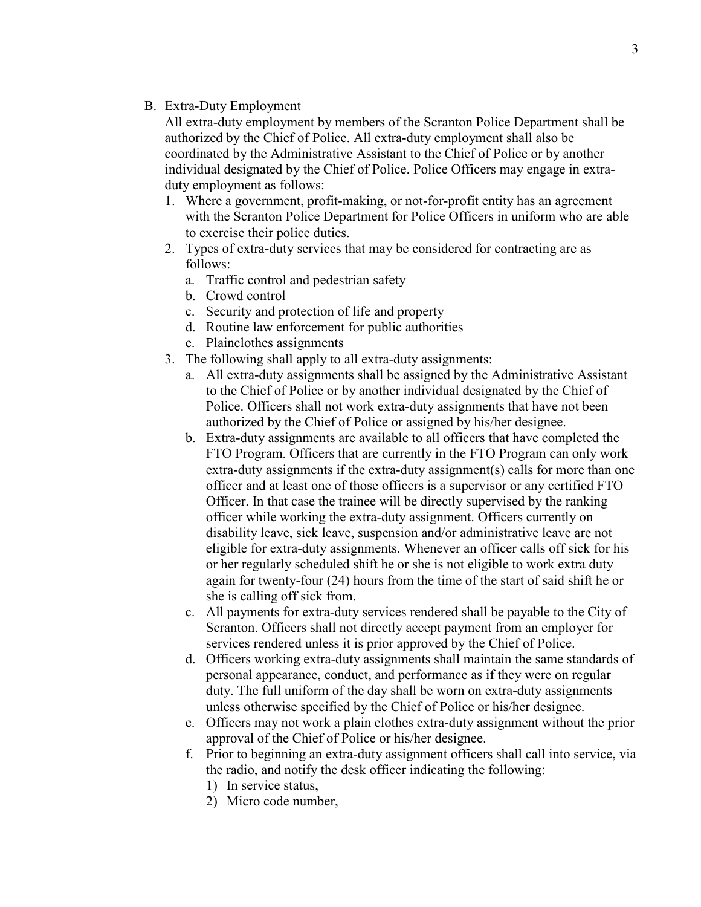B. Extra-Duty Employment

All extra-duty employment by members of the Scranton Police Department shall be authorized by the Chief of Police. All extra-duty employment shall also be coordinated by the Administrative Assistant to the Chief of Police or by another individual designated by the Chief of Police. Police Officers may engage in extra-duty employment as follows:

1. Where a government, profit-making, or not-for-profit entity has an agreement with the Scranton Police Department for Police Officers in uniform who are able to exercise their police duties.
2. Types of extra-duty services that may be considered for contracting are as follows:
   a. Traffic control and pedestrian safety
   b. Crowd control
   c. Security and protection of life and property
   d. Routine law enforcement for public authorities
   e. Plainclothes assignments
3. The following shall apply to all extra-duty assignments:
   a. All extra-duty assignments shall be assigned by the Administrative Assistant to the Chief of Police or by another individual designated by the Chief of Police. Officers shall not work extra-duty assignments that have not been authorized by the Chief of Police or assigned by his/her designee.
   b. Extra-duty assignments are available to all officers that have completed the FTO Program. Officers that are currently in the FTO Program can only work extra-duty assignments if the extra-duty assignment(s) calls for more than one officer and at least one of those officers is a supervisor or any certified FTO Officer. In that case the trainee will be directly supervised by the ranking officer while working the extra-duty assignment. Officers currently on disability leave, sick leave, suspension and/or administrative leave are not eligible for extra-duty assignments. Whenever an officer calls off sick for his or her regularly scheduled shift he or she is not eligible to work extra duty again for twenty-four (24) hours from the time of the start of said shift he or she is calling off sick from.
   c. All payments for extra-duty services rendered shall be payable to the City of Scranton. Officers shall not directly accept payment from an employer for services rendered unless it is prior approved by the Chief of Police.
   d. Officers working extra-duty assignments shall maintain the same standards of personal appearance, conduct, and performance as if they were on regular duty. The full uniform of the day shall be worn on extra-duty assignments unless otherwise specified by the Chief of Police or his/her designee.
   e. Officers may not work a plain clothes extra-duty assignment without the prior approval of the Chief of Police or his/her designee.
   f. Prior to beginning an extra-duty assignment officers shall call into service, via the radio, and notify the desk officer indicating the following:
      1) In service status,
      2) Micro code number,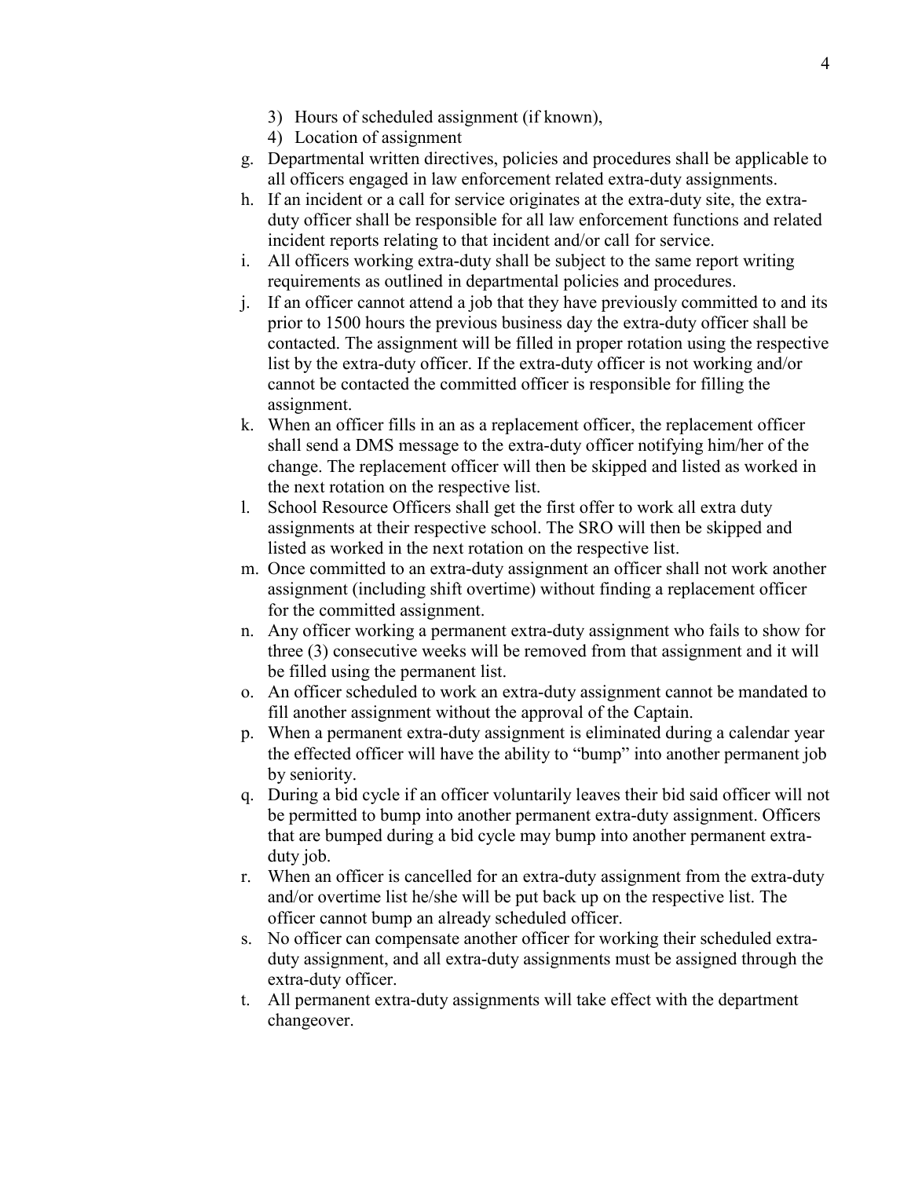3) Hours of scheduled assignment (if known),
4) Location of assignment

g. Departmental written directives, policies and procedures shall be applicable to all officers engaged in law enforcement related extra-duty assignments.
h. If an incident or a call for service originates at the extra-duty site, the extra-duty officer shall be responsible for all law enforcement functions and related incident reports relating to that incident and/or call for service.
i. All officers working extra-duty shall be subject to the same report writing requirements as outlined in departmental policies and procedures.
j. If an officer cannot attend a job that they have previously committed to and its prior to 1500 hours the previous business day the extra-duty officer shall be contacted. The assignment will be filled in proper rotation using the respective list by the extra-duty officer. If the extra-duty officer is not working and/or cannot be contacted the committed officer is responsible for filling the assignment.
k. When an officer fills in an as a replacement officer, the replacement officer shall send a DMS message to the extra-duty officer notifying him/her of the change. The replacement officer will then be skipped and listed as worked in the next rotation on the respective list.
l. School Resource Officers shall get the first offer to work all extra duty assignments at their respective school. The SRO will then be skipped and listed as worked in the next rotation on the respective list.
m. Once committed to an extra-duty assignment an officer shall not work another assignment (including shift overtime) without finding a replacement officer for the committed assignment.
n. Any officer working a permanent extra-duty assignment who fails to show for three (3) consecutive weeks will be removed from that assignment and it will be filled using the permanent list.
o. An officer scheduled to work an extra-duty assignment cannot be mandated to fill another assignment without the approval of the Captain.
p. When a permanent extra-duty assignment is eliminated during a calendar year the effected officer will have the ability to "bump" into another permanent job by seniority.
q. During a bid cycle if an officer voluntarily leaves their bid said officer will not be permitted to bump into another permanent extra-duty assignment. Officers that are bumped during a bid cycle may bump into another permanent extra-duty job.
r. When an officer is cancelled for an extra-duty assignment from the extra-duty and/or overtime list he/she will be put back up on the respective list. The officer cannot bump an already scheduled officer.
s. No officer can compensate another officer for working their scheduled extra-duty assignment, and all extra-duty assignments must be assigned through the extra-duty officer.
t. All permanent extra-duty assignments will take effect with the department changeover.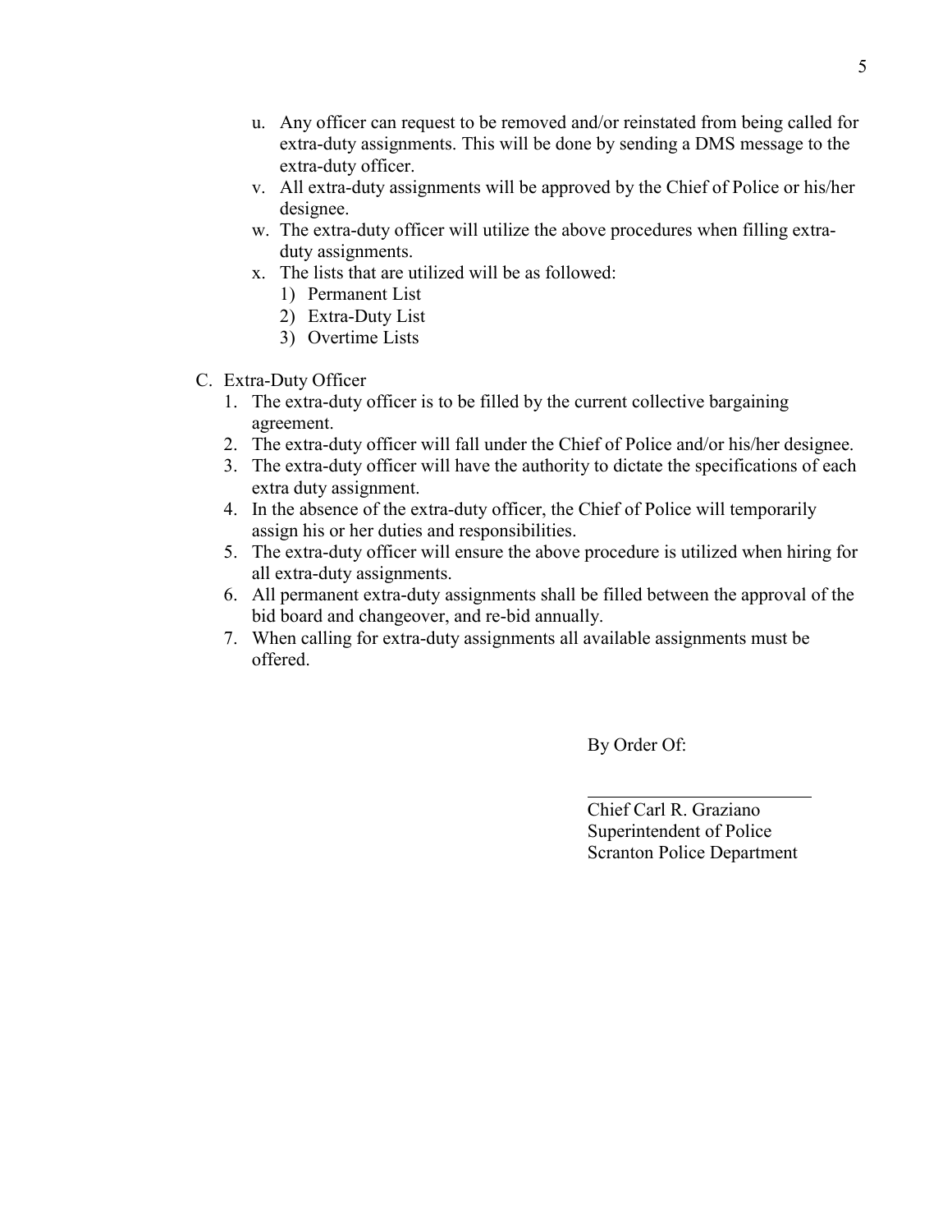u. Any officer can request to be removed and/or reinstated from being called for extra-duty assignments. This will be done by sending a DMS message to the extra-duty officer.
v. All extra-duty assignments will be approved by the Chief of Police or his/her designee.
w. The extra-duty officer will utilize the above procedures when filling extra-duty assignments.
x. The lists that are utilized will be as followed:
   1) Permanent List
   2) Extra-Duty List
   3) Overtime Lists

C. Extra-Duty Officer
   1. The extra-duty officer is to be filled by the current collective bargaining agreement.
   2. The extra-duty officer will fall under the Chief of Police and/or his/her designee.
   3. The extra-duty officer will have the authority to dictate the specifications of each extra duty assignment.
   4. In the absence of the extra-duty officer, the Chief of Police will temporarily assign his or her duties and responsibilities.
   5. The extra-duty officer will ensure the above procedure is utilized when hiring for all extra-duty assignments.
   6. All permanent extra-duty assignments shall be filled between the approval of the bid board and changeover, and re-bid annually.
   7. When calling for extra-duty assignments all available assignments must be offered.

By Order Of:

Chief Carl R. Graziano
Superintendent of Police
Scranton Police Department